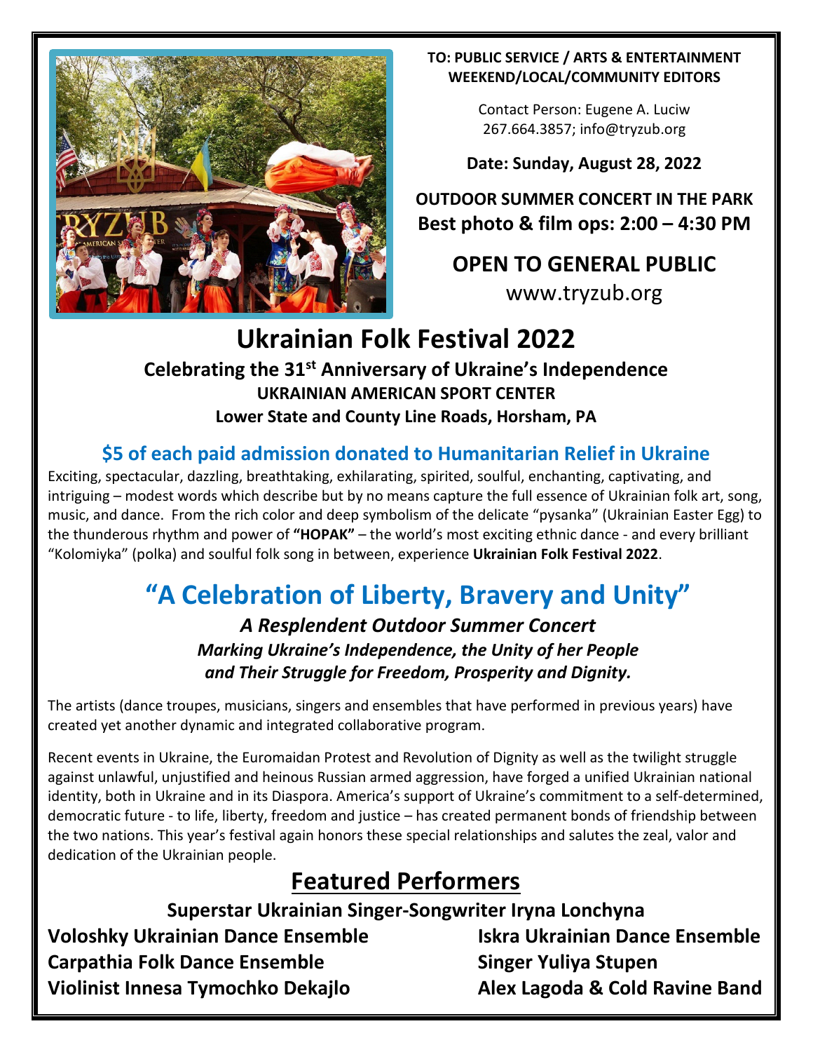**TO: PUBLIC SERVICE / ARTS & ENTERTAINMENT WEEKEND/LOCAL/COMMUNITY EDITORS**

Contact Person: Eugene A. Luciw
267.664.3857; info@tryzub.org

**Date: Sunday, August 28, 2022**

**OUTDOOR SUMMER CONCERT IN THE PARK**
**Best photo & film ops: 2:00 – 4:30 PM**

**OPEN TO GENERAL PUBLIC**

www.tryzub.org

# Ukrainian Folk Festival 2022

**Celebrating the 31st Anniversary of Ukraine's Independence**
**UKRAINIAN AMERICAN SPORT CENTER**
**Lower State and County Line Roads, Horsham, PA**

## $5 of each paid admission donated to Humanitarian Relief in Ukraine

Exciting, spectacular, dazzling, breathtaking, exhilarating, spirited, soulful, enchanting, captivating, and intriguing – modest words which describe but by no means capture the full essence of Ukrainian folk art, song, music, and dance. From the rich color and deep symbolism of the delicate "pysanka" (Ukrainian Easter Egg) to the thunderous rhythm and power of **"HOPAK"** – the world's most exciting ethnic dance - and every brilliant "Kolomiyka" (polka) and soulful folk song in between, experience **Ukrainian Folk Festival 2022**.

# "A Celebration of Liberty, Bravery and Unity"

***A Resplendent Outdoor Summer Concert***
***Marking Ukraine's Independence, the Unity of her People***
***and Their Struggle for Freedom, Prosperity and Dignity.***

The artists (dance troupes, musicians, singers and ensembles that have performed in previous years) have created yet another dynamic and integrated collaborative program.

Recent events in Ukraine, the Euromaidan Protest and Revolution of Dignity as well as the twilight struggle against unlawful, unjustified and heinous Russian armed aggression, have forged a unified Ukrainian national identity, both in Ukraine and in its Diaspora. America's support of Ukraine's commitment to a self-determined, democratic future - to life, liberty, freedom and justice – has created permanent bonds of friendship between the two nations. This year's festival again honors these special relationships and salutes the zeal, valor and dedication of the Ukrainian people.

## Featured Performers

**Superstar Ukrainian Singer-Songwriter Iryna Lonchyna**

**Voloshky Ukrainian Dance Ensemble**
**Carpathia Folk Dance Ensemble**
**Violinist Innesa Tymochko Dekajlo**
**Iskra Ukrainian Dance Ensemble**
**Singer Yuliya Stupen**
**Alex Lagoda & Cold Ravine Band**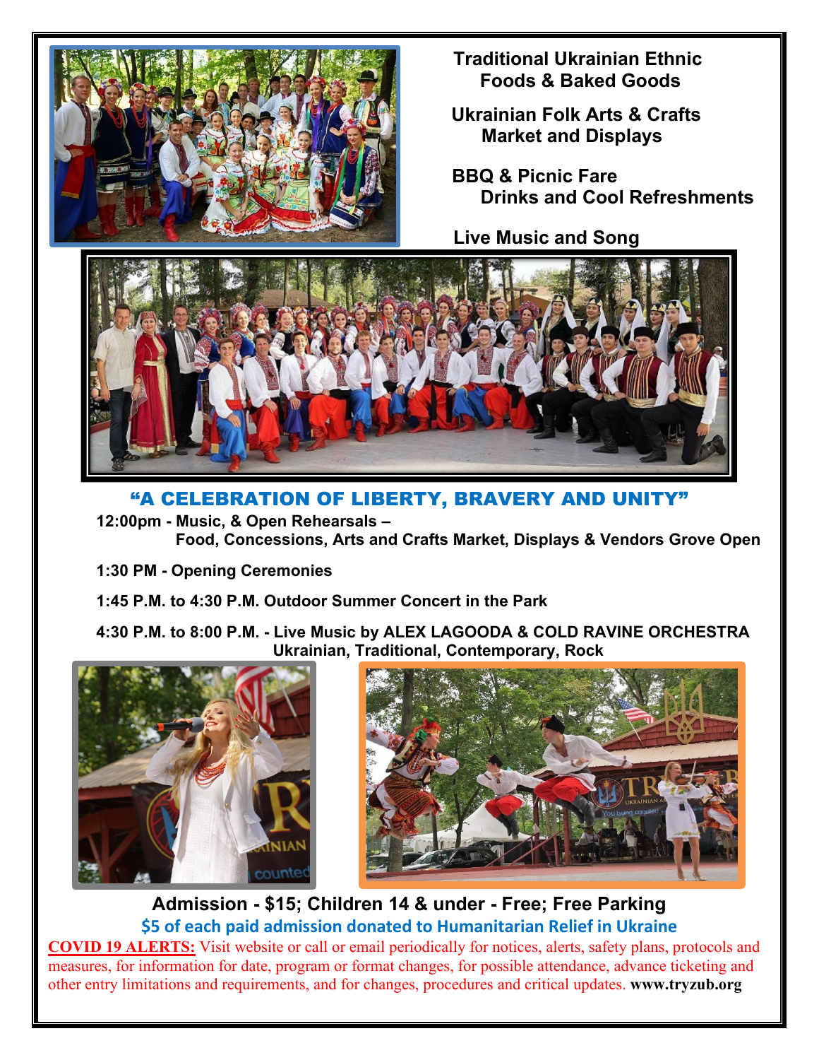**Traditional Ukrainian Ethnic Foods & Baked Goods**

**Ukrainian Folk Arts & Crafts Market and Displays**

**BBQ & Picnic Fare Drinks and Cool Refreshments**

**Live Music and Song**

## "A CELEBRATION OF LIBERTY, BRAVERY AND UNITY"

**12:00pm - Music, & Open Rehearsals – Food, Concessions, Arts and Crafts Market, Displays & Vendors Grove Open**

**1:30 PM - Opening Ceremonies**

**1:45 P.M. to 4:30 P.M. Outdoor Summer Concert in the Park**

**4:30 P.M. to 8:00 P.M. - Live Music by ALEX LAGOODA & COLD RAVINE ORCHESTRA Ukrainian, Traditional, Contemporary, Rock**

**Admission - $15; Children 14 & under - Free; Free Parking**

**$5 of each paid admission donated to Humanitarian Relief in Ukraine**

**COVID 19 ALERTS:** Visit website or call or email periodically for notices, alerts, safety plans, protocols and measures, for information for date, program or format changes, for possible attendance, advance ticketing and other entry limitations and requirements, and for changes, procedures and critical updates. **www.tryzub.org**